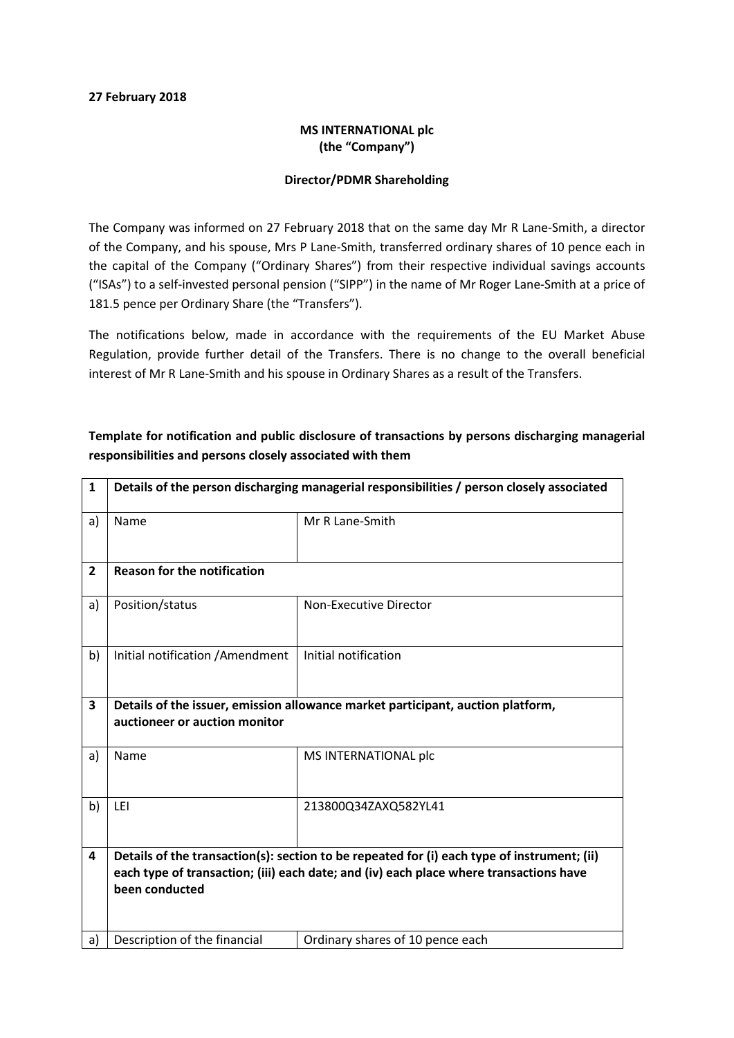**27 February 2018**

**MS INTERNATIONAL plc**
**(the "Company")**

**Director/PDMR Shareholding**

The Company was informed on 27 February 2018 that on the same day Mr R Lane-Smith, a director of the Company, and his spouse, Mrs P Lane-Smith, transferred ordinary shares of 10 pence each in the capital of the Company ("Ordinary Shares") from their respective individual savings accounts ("ISAs") to a self-invested personal pension ("SIPP") in the name of Mr Roger Lane-Smith at a price of 181.5 pence per Ordinary Share (the "Transfers").

The notifications below, made in accordance with the requirements of the EU Market Abuse Regulation, provide further detail of the Transfers. There is no change to the overall beneficial interest of Mr R Lane-Smith and his spouse in Ordinary Shares as a result of the Transfers.

**Template for notification and public disclosure of transactions by persons discharging managerial responsibilities and persons closely associated with them**

| 1 | **Details of the person discharging managerial responsibilities / person closely associated** | |
|---|---|---|
| a) | Name | Mr R Lane-Smith |
| **2** | **Reason for the notification** | |
| a) | Position/status | Non-Executive Director |
| b) | Initial notification /Amendment | Initial notification |
| **3** | **Details of the issuer, emission allowance market participant, auction platform, auctioneer or auction monitor** | |
| a) | Name | MS INTERNATIONAL plc |
| b) | LEI | 213800Q34ZAXQ582YL41 |
| **4** | **Details of the transaction(s): section to be repeated for (i) each type of instrument; (ii) each type of transaction; (iii) each date; and (iv) each place where transactions have been conducted** | |
| a) | Description of the financial | Ordinary shares of 10 pence each |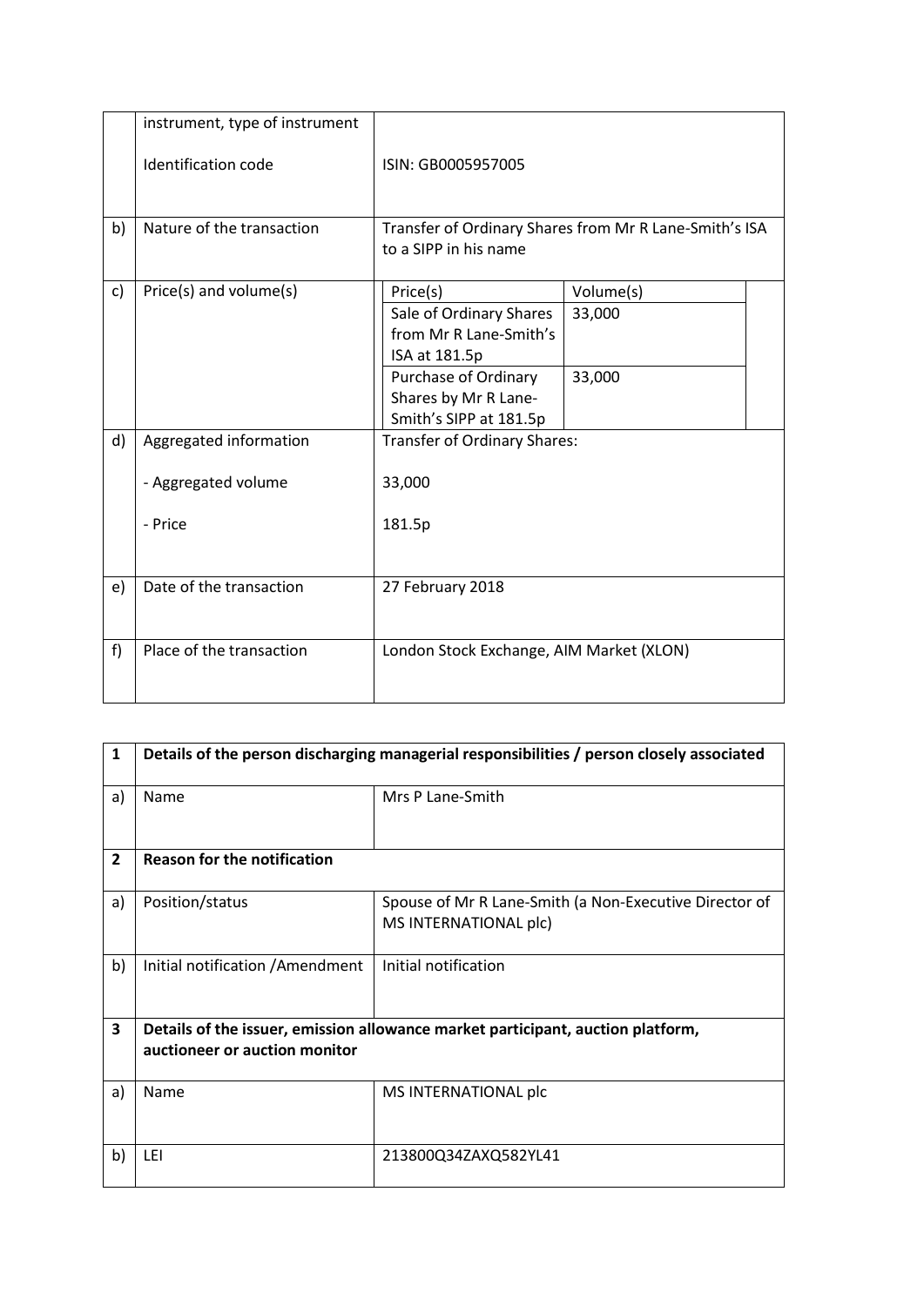| | | |
|---|---|---|
| | instrument, type of instrument<br><br>Identification code | ISIN: GB0005957005 |
| b) | Nature of the transaction | Transfer of Ordinary Shares from Mr R Lane-Smith's ISA to a SIPP in his name |
| c) | Price(s) and volume(s) | Price(s) / Volume(s)<br>Sale of Ordinary Shares from Mr R Lane-Smith's ISA at 181.5p / 33,000<br>Purchase of Ordinary Shares by Mr R Lane-Smith's SIPP at 181.5p / 33,000 |
| d) | Aggregated information<br><br>- Aggregated volume<br><br>- Price | Transfer of Ordinary Shares:<br><br>33,000<br><br>181.5p |
| e) | Date of the transaction | 27 February 2018 |
| f) | Place of the transaction | London Stock Exchange, AIM Market (XLON) |

| 1 | **Details of the person discharging managerial responsibilities / person closely associated** | |
|---|---|---|
| a) | Name | Mrs P Lane-Smith |
| **2** | **Reason for the notification** | |
| a) | Position/status | Spouse of Mr R Lane-Smith (a Non-Executive Director of MS INTERNATIONAL plc) |
| b) | Initial notification /Amendment | Initial notification |
| **3** | **Details of the issuer, emission allowance market participant, auction platform, auctioneer or auction monitor** | |
| a) | Name | MS INTERNATIONAL plc |
| b) | LEI | 213800Q34ZAXQ582YL41 |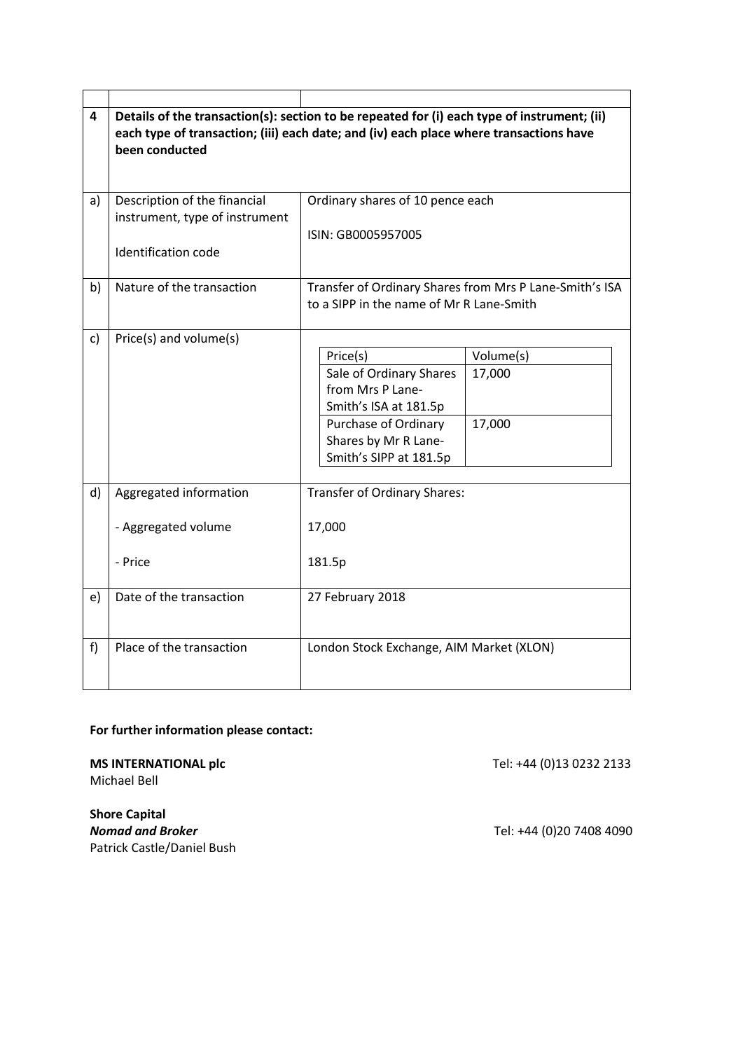| | | |
|---|---|---|
| | | |
| **4** | **Details of the transaction(s): section to be repeated for (i) each type of instrument; (ii) each type of transaction; (iii) each date; and (iv) each place where transactions have been conducted** | |
| a) | Description of the financial instrument, type of instrument<br><br>Identification code | Ordinary shares of 10 pence each<br><br>ISIN: GB0005957005 |
| b) | Nature of the transaction | Transfer of Ordinary Shares from Mrs P Lane-Smith's ISA to a SIPP in the name of Mr R Lane-Smith |
| c) | Price(s) and volume(s) | Price(s): Sale of Ordinary Shares from Mrs P Lane-Smith's ISA at 181.5p — Volume(s): 17,000<br>Price(s): Purchase of Ordinary Shares by Mr R Lane-Smith's SIPP at 181.5p — Volume(s): 17,000 |
| d) | Aggregated information<br><br>- Aggregated volume<br><br>- Price | Transfer of Ordinary Shares:<br><br>17,000<br><br>181.5p |
| e) | Date of the transaction | 27 February 2018 |
| f) | Place of the transaction | London Stock Exchange, AIM Market (XLON) |

**For further information please contact:**

**MS INTERNATIONAL plc** Tel: +44 (0)13 0232 2133
Michael Bell

**Shore Capital**
***Nomad and Broker*** Tel: +44 (0)20 7408 4090
Patrick Castle/Daniel Bush